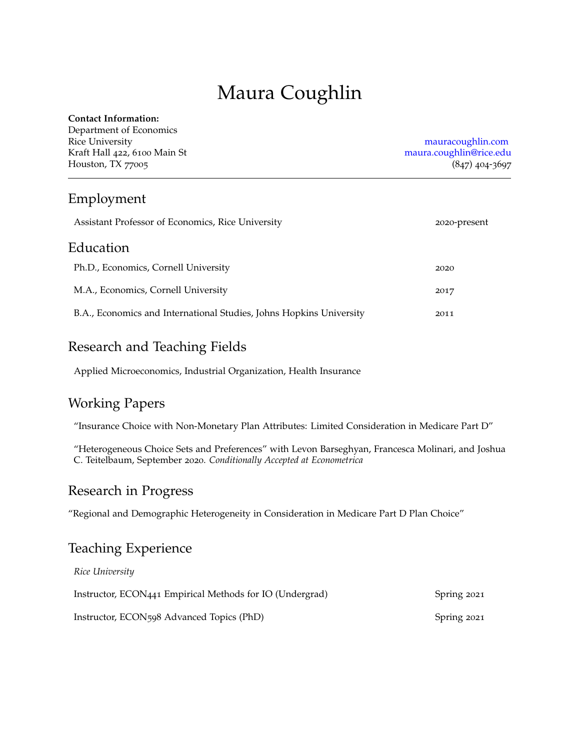# Maura Coughlin

**Contact Information:**
Department of Economics
Rice University
Kraft Hall 422, 6100 Main St
Houston, TX 77005

mauracoughlin.com
maura.coughlin@rice.edu
(847) 404-3697

---

## Employment

Assistant Professor of Economics, Rice University — 2020-present

## Education

Ph.D., Economics, Cornell University — 2020

M.A., Economics, Cornell University — 2017

B.A., Economics and International Studies, Johns Hopkins University — 2011

## Research and Teaching Fields

Applied Microeconomics, Industrial Organization, Health Insurance

## Working Papers

"Insurance Choice with Non-Monetary Plan Attributes: Limited Consideration in Medicare Part D"

"Heterogeneous Choice Sets and Preferences" with Levon Barseghyan, Francesca Molinari, and Joshua C. Teitelbaum, September 2020. *Conditionally Accepted at Econometrica*

## Research in Progress

"Regional and Demographic Heterogeneity in Consideration in Medicare Part D Plan Choice"

## Teaching Experience

*Rice University*

Instructor, ECON441 Empirical Methods for IO (Undergrad) — Spring 2021

Instructor, ECON598 Advanced Topics (PhD) — Spring 2021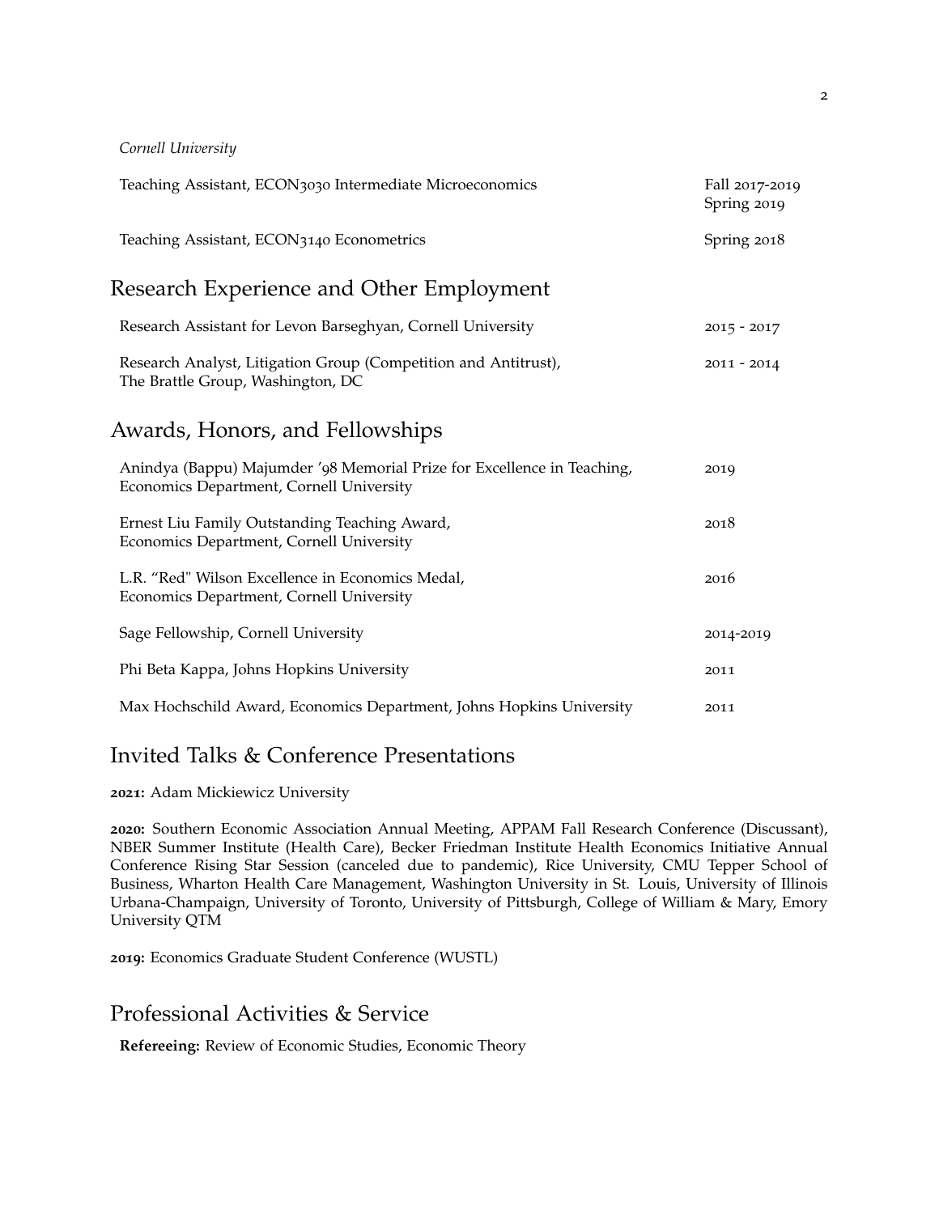*Cornell University*

| | |
|---|---|
| Teaching Assistant, ECON3030 Intermediate Microeconomics | Fall 2017-2019<br>Spring 2019 |
| Teaching Assistant, ECON3140 Econometrics | Spring 2018 |

## Research Experience and Other Employment

| | |
|---|---|
| Research Assistant for Levon Barseghyan, Cornell University | 2015 - 2017 |
| Research Analyst, Litigation Group (Competition and Antitrust),<br>The Brattle Group, Washington, DC | 2011 - 2014 |

## Awards, Honors, and Fellowships

| | |
|---|---|
| Anindya (Bappu) Majumder '98 Memorial Prize for Excellence in Teaching,<br>Economics Department, Cornell University | 2019 |
| Ernest Liu Family Outstanding Teaching Award,<br>Economics Department, Cornell University | 2018 |
| L.R. "Red" Wilson Excellence in Economics Medal,<br>Economics Department, Cornell University | 2016 |
| Sage Fellowship, Cornell University | 2014-2019 |
| Phi Beta Kappa, Johns Hopkins University | 2011 |
| Max Hochschild Award, Economics Department, Johns Hopkins University | 2011 |

## Invited Talks & Conference Presentations

**2021:** Adam Mickiewicz University

**2020:** Southern Economic Association Annual Meeting, APPAM Fall Research Conference (Discussant), NBER Summer Institute (Health Care), Becker Friedman Institute Health Economics Initiative Annual Conference Rising Star Session (canceled due to pandemic), Rice University, CMU Tepper School of Business, Wharton Health Care Management, Washington University in St. Louis, University of Illinois Urbana-Champaign, University of Toronto, University of Pittsburgh, College of William & Mary, Emory University QTM

**2019:** Economics Graduate Student Conference (WUSTL)

## Professional Activities & Service

**Refereeing:** Review of Economic Studies, Economic Theory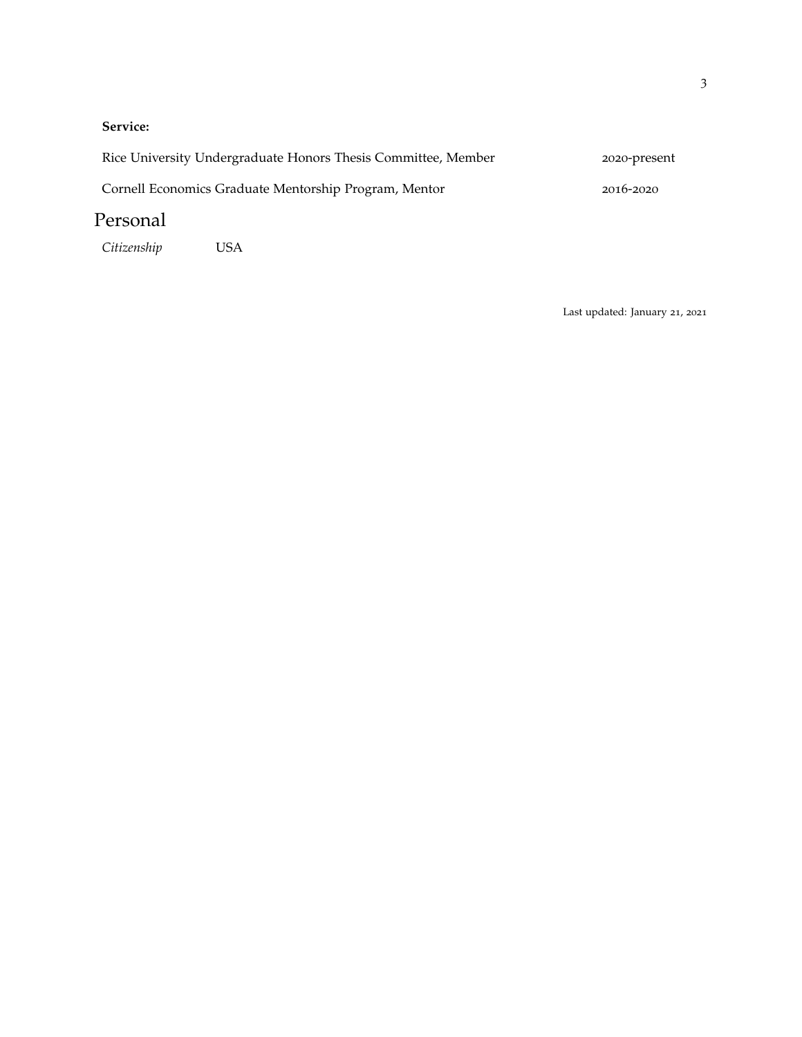**Service:**

Rice University Undergraduate Honors Thesis Committee, Member 2020-present

Cornell Economics Graduate Mentorship Program, Mentor 2016-2020

# Personal

*Citizenship* USA

Last updated: January 21, 2021